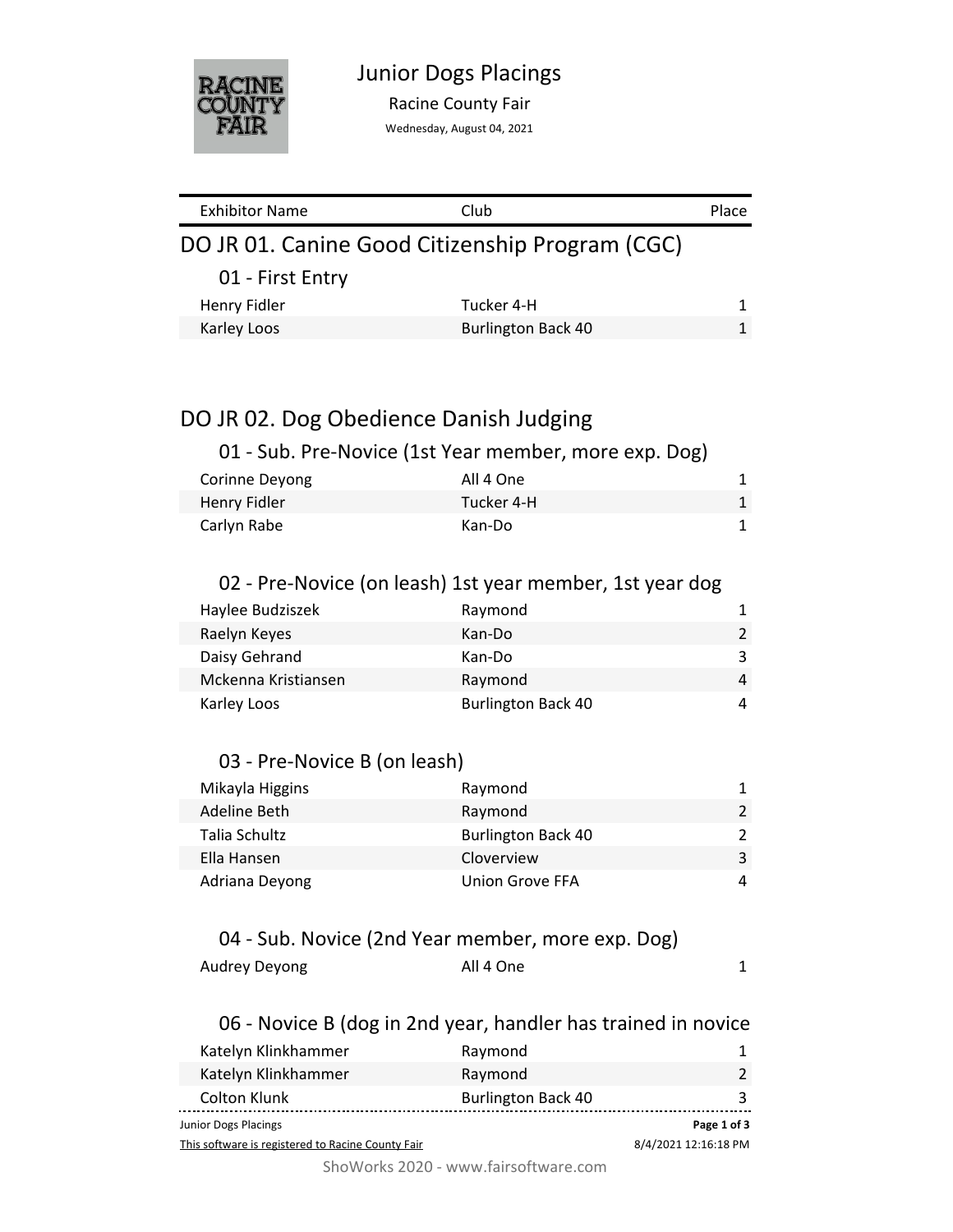# Junior Dogs Placings

Racine County Fair

Wednesday, August 04, 2021

| Exhibitor Name | Club | Place |
|---|---|---|

## DO JR 01. Canine Good Citizenship Program (CGC)

### 01 - First Entry

| Exhibitor Name | Club | Place |
|---|---|---|
| Henry Fidler | Tucker 4-H | 1 |
| Karley Loos | Burlington Back 40 | 1 |

## DO JR 02. Dog Obedience Danish Judging

### 01 - Sub. Pre-Novice (1st Year member, more exp. Dog)

| Exhibitor Name | Club | Place |
|---|---|---|
| Corinne Deyong | All 4 One | 1 |
| Henry Fidler | Tucker 4-H | 1 |
| Carlyn Rabe | Kan-Do | 1 |

### 02 - Pre-Novice (on leash) 1st year member, 1st year dog

| Exhibitor Name | Club | Place |
|---|---|---|
| Haylee Budziszek | Raymond | 1 |
| Raelyn Keyes | Kan-Do | 2 |
| Daisy Gehrand | Kan-Do | 3 |
| Mckenna Kristiansen | Raymond | 4 |
| Karley Loos | Burlington Back 40 | 4 |

### 03 - Pre-Novice B (on leash)

| Exhibitor Name | Club | Place |
|---|---|---|
| Mikayla Higgins | Raymond | 1 |
| Adeline Beth | Raymond | 2 |
| Talia Schultz | Burlington Back 40 | 2 |
| Ella Hansen | Cloverview | 3 |
| Adriana Deyong | Union Grove FFA | 4 |

### 04 - Sub. Novice (2nd Year member, more exp. Dog)

| Exhibitor Name | Club | Place |
|---|---|---|
| Audrey Deyong | All 4 One | 1 |

### 06 - Novice B (dog in 2nd year, handler has trained in novice

| Exhibitor Name | Club | Place |
|---|---|---|
| Katelyn Klinkhammer | Raymond | 1 |
| Katelyn Klinkhammer | Raymond | 2 |
| Colton Klunk | Burlington Back 40 | 3 |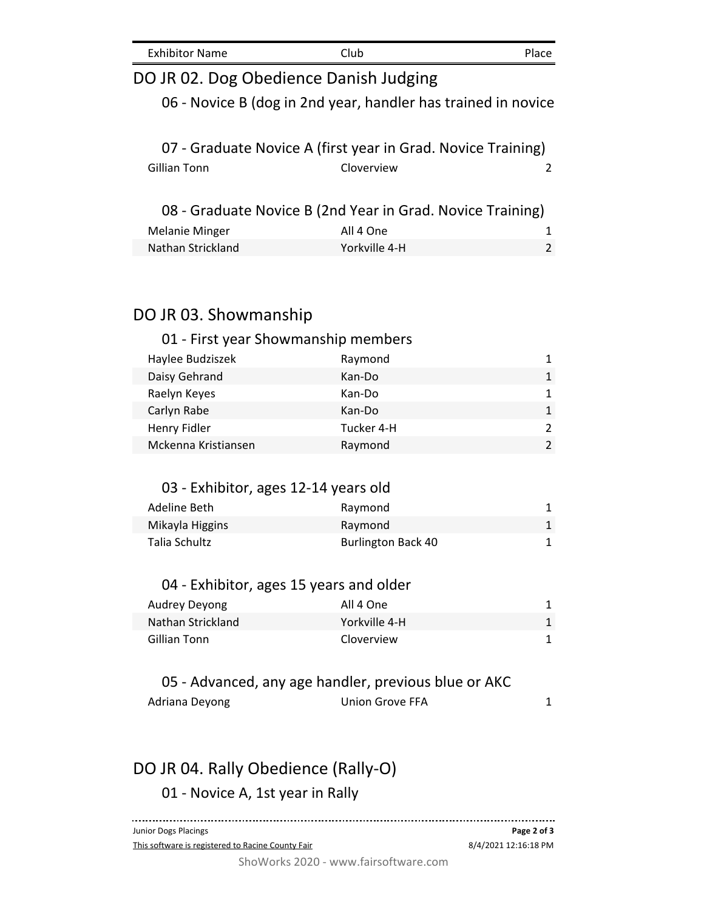| Exhibitor Name | Club | Place |
|---|---|---|

## DO JR 02. Dog Obedience Danish Judging

### 06 - Novice B (dog in 2nd year, handler has trained in novice

### 07 - Graduate Novice A (first year in Grad. Novice Training)

| Exhibitor Name | Club | Place |
|---|---|---|
| Gillian Tonn | Cloverview | 2 |

### 08 - Graduate Novice B (2nd Year in Grad. Novice Training)

| Exhibitor Name | Club | Place |
|---|---|---|
| Melanie Minger | All 4 One | 1 |
| Nathan Strickland | Yorkville 4-H | 2 |

## DO JR 03. Showmanship

### 01 - First year Showmanship members

| Exhibitor Name | Club | Place |
|---|---|---|
| Haylee Budziszek | Raymond | 1 |
| Daisy Gehrand | Kan-Do | 1 |
| Raelyn Keyes | Kan-Do | 1 |
| Carlyn Rabe | Kan-Do | 1 |
| Henry Fidler | Tucker 4-H | 2 |
| Mckenna Kristiansen | Raymond | 2 |

### 03 - Exhibitor, ages 12-14 years old

| Exhibitor Name | Club | Place |
|---|---|---|
| Adeline Beth | Raymond | 1 |
| Mikayla Higgins | Raymond | 1 |
| Talia Schultz | Burlington Back 40 | 1 |

### 04 - Exhibitor, ages 15 years and older

| Exhibitor Name | Club | Place |
|---|---|---|
| Audrey Deyong | All 4 One | 1 |
| Nathan Strickland | Yorkville 4-H | 1 |
| Gillian Tonn | Cloverview | 1 |

### 05 - Advanced, any age handler, previous blue or AKC

| Exhibitor Name | Club | Place |
|---|---|---|
| Adriana Deyong | Union Grove FFA | 1 |

## DO JR 04. Rally Obedience (Rally-O)

### 01 - Novice A, 1st year in Rally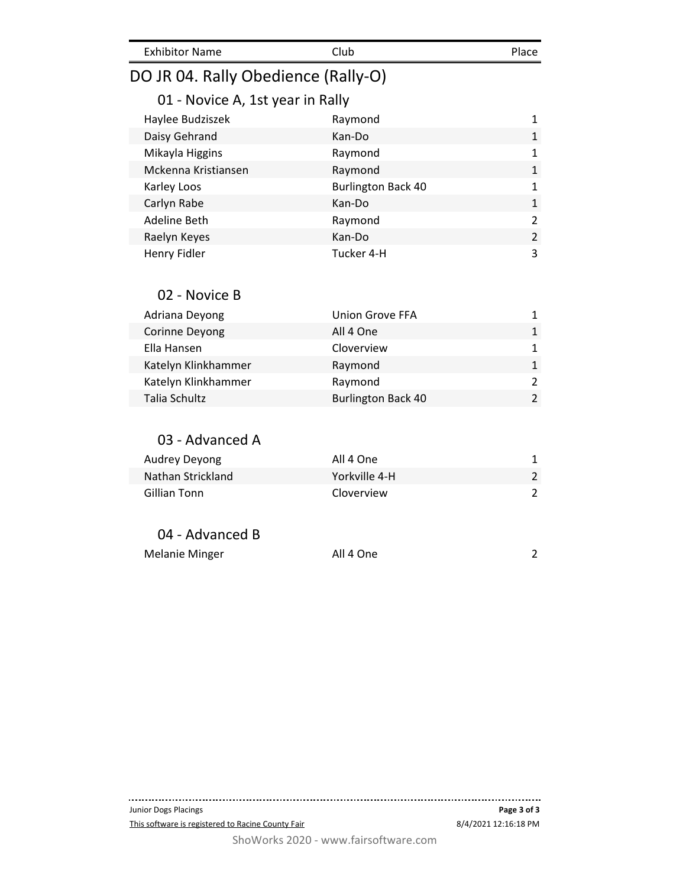| Exhibitor Name | Club | Place |
|---|---|---|

# DO JR 04. Rally Obedience (Rally-O)

## 01 - Novice A, 1st year in Rally

| Exhibitor Name | Club | Place |
|---|---|---|
| Haylee Budziszek | Raymond | 1 |
| Daisy Gehrand | Kan-Do | 1 |
| Mikayla Higgins | Raymond | 1 |
| Mckenna Kristiansen | Raymond | 1 |
| Karley Loos | Burlington Back 40 | 1 |
| Carlyn Rabe | Kan-Do | 1 |
| Adeline Beth | Raymond | 2 |
| Raelyn Keyes | Kan-Do | 2 |
| Henry Fidler | Tucker 4-H | 3 |

## 02 - Novice B

| Exhibitor Name | Club | Place |
|---|---|---|
| Adriana Deyong | Union Grove FFA | 1 |
| Corinne Deyong | All 4 One | 1 |
| Ella Hansen | Cloverview | 1 |
| Katelyn Klinkhammer | Raymond | 1 |
| Katelyn Klinkhammer | Raymond | 2 |
| Talia Schultz | Burlington Back 40 | 2 |

## 03 - Advanced A

| Exhibitor Name | Club | Place |
|---|---|---|
| Audrey Deyong | All 4 One | 1 |
| Nathan Strickland | Yorkville 4-H | 2 |
| Gillian Tonn | Cloverview | 2 |

## 04 - Advanced B

| Exhibitor Name | Club | Place |
|---|---|---|
| Melanie Minger | All 4 One | 2 |